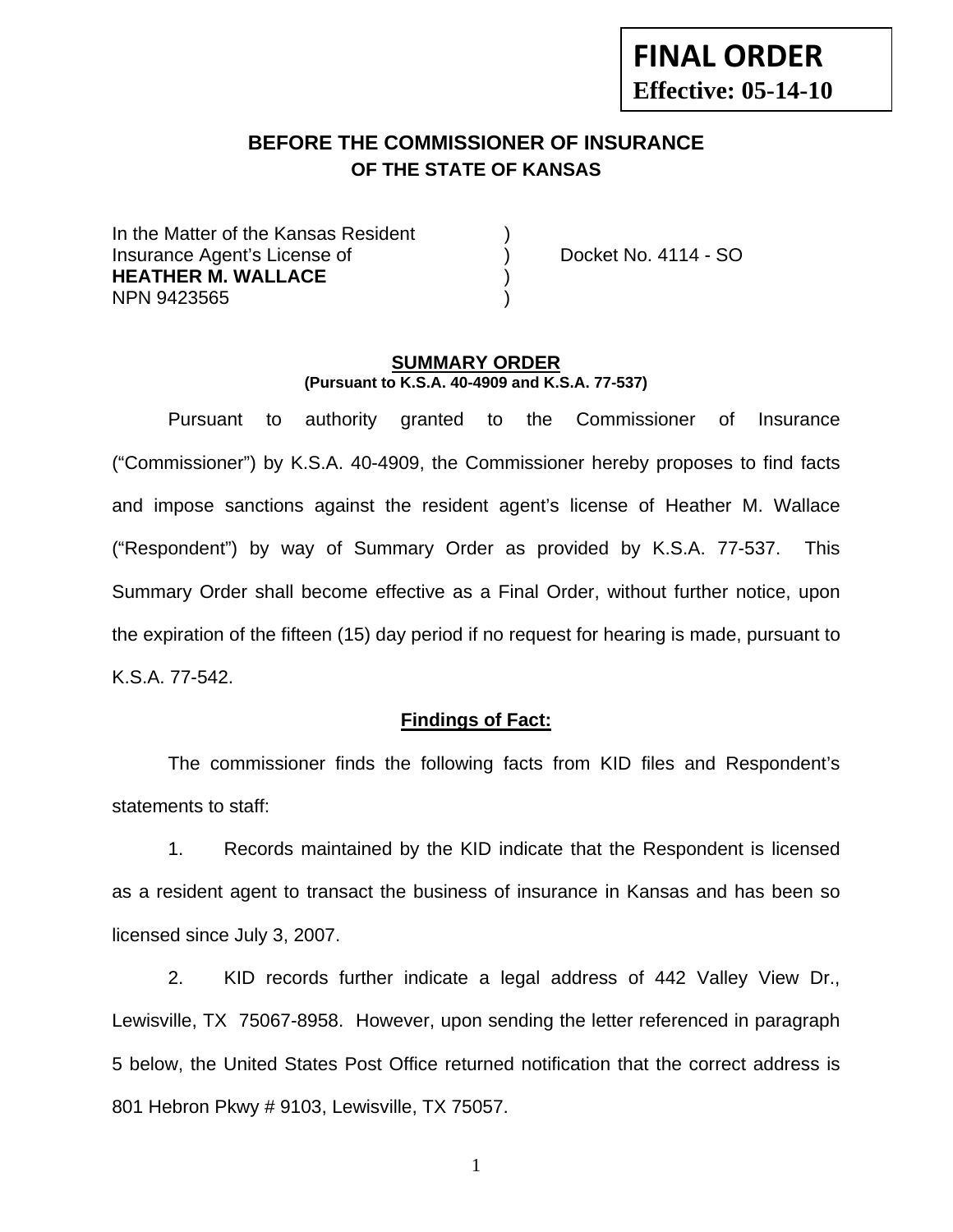**FINAL ORDER**
**Effective: 05-14-10**

## BEFORE THE COMMISSIONER OF INSURANCE
### OF THE STATE OF KANSAS

In the Matter of the Kansas Resident )
Insurance Agent's License of ) Docket No. 4114 - SO
**HEATHER M. WALLACE** )
NPN 9423565 )

**SUMMARY ORDER**
**(Pursuant to K.S.A. 40-4909 and K.S.A. 77-537)**

Pursuant to authority granted to the Commissioner of Insurance ("Commissioner") by K.S.A. 40-4909, the Commissioner hereby proposes to find facts and impose sanctions against the resident agent's license of Heather M. Wallace ("Respondent") by way of Summary Order as provided by K.S.A. 77-537. This Summary Order shall become effective as a Final Order, without further notice, upon the expiration of the fifteen (15) day period if no request for hearing is made, pursuant to K.S.A. 77-542.

**Findings of Fact:**

The commissioner finds the following facts from KID files and Respondent's statements to staff:

1. Records maintained by the KID indicate that the Respondent is licensed as a resident agent to transact the business of insurance in Kansas and has been so licensed since July 3, 2007.

2. KID records further indicate a legal address of 442 Valley View Dr., Lewisville, TX 75067-8958. However, upon sending the letter referenced in paragraph 5 below, the United States Post Office returned notification that the correct address is 801 Hebron Pkwy # 9103, Lewisville, TX 75057.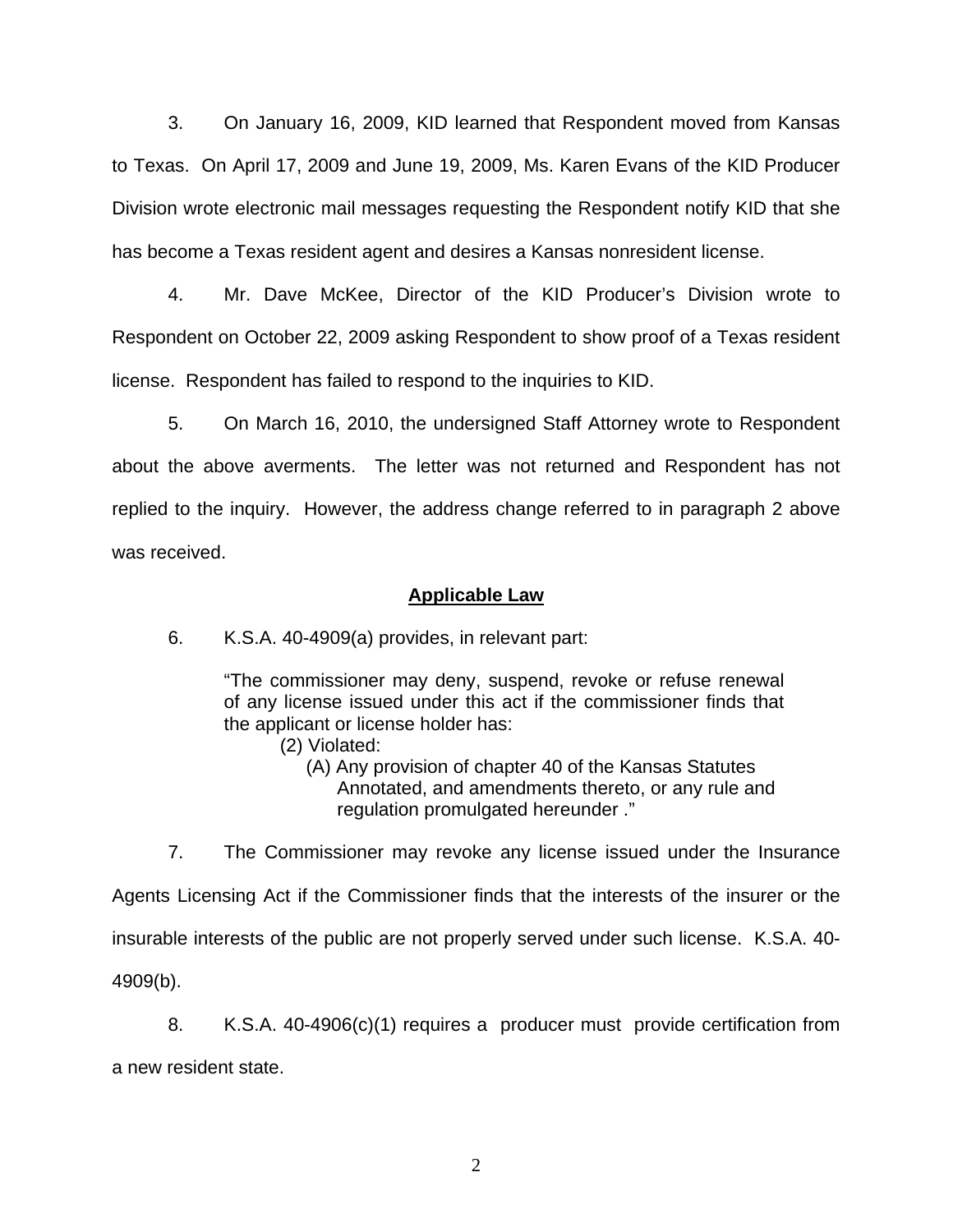3. On January 16, 2009, KID learned that Respondent moved from Kansas to Texas. On April 17, 2009 and June 19, 2009, Ms. Karen Evans of the KID Producer Division wrote electronic mail messages requesting the Respondent notify KID that she has become a Texas resident agent and desires a Kansas nonresident license.

4. Mr. Dave McKee, Director of the KID Producer's Division wrote to Respondent on October 22, 2009 asking Respondent to show proof of a Texas resident license. Respondent has failed to respond to the inquiries to KID.

5. On March 16, 2010, the undersigned Staff Attorney wrote to Respondent about the above averments. The letter was not returned and Respondent has not replied to the inquiry. However, the address change referred to in paragraph 2 above was received.

**Applicable Law**

6. K.S.A. 40-4909(a) provides, in relevant part:

> "The commissioner may deny, suspend, revoke or refuse renewal of any license issued under this act if the commissioner finds that the applicant or license holder has:
>
> (2) Violated:
>
> (A) Any provision of chapter 40 of the Kansas Statutes Annotated, and amendments thereto, or any rule and regulation promulgated hereunder ."

7. The Commissioner may revoke any license issued under the Insurance Agents Licensing Act if the Commissioner finds that the interests of the insurer or the insurable interests of the public are not properly served under such license. K.S.A. 40-4909(b).

8. K.S.A. 40-4906(c)(1) requires a producer must provide certification from a new resident state.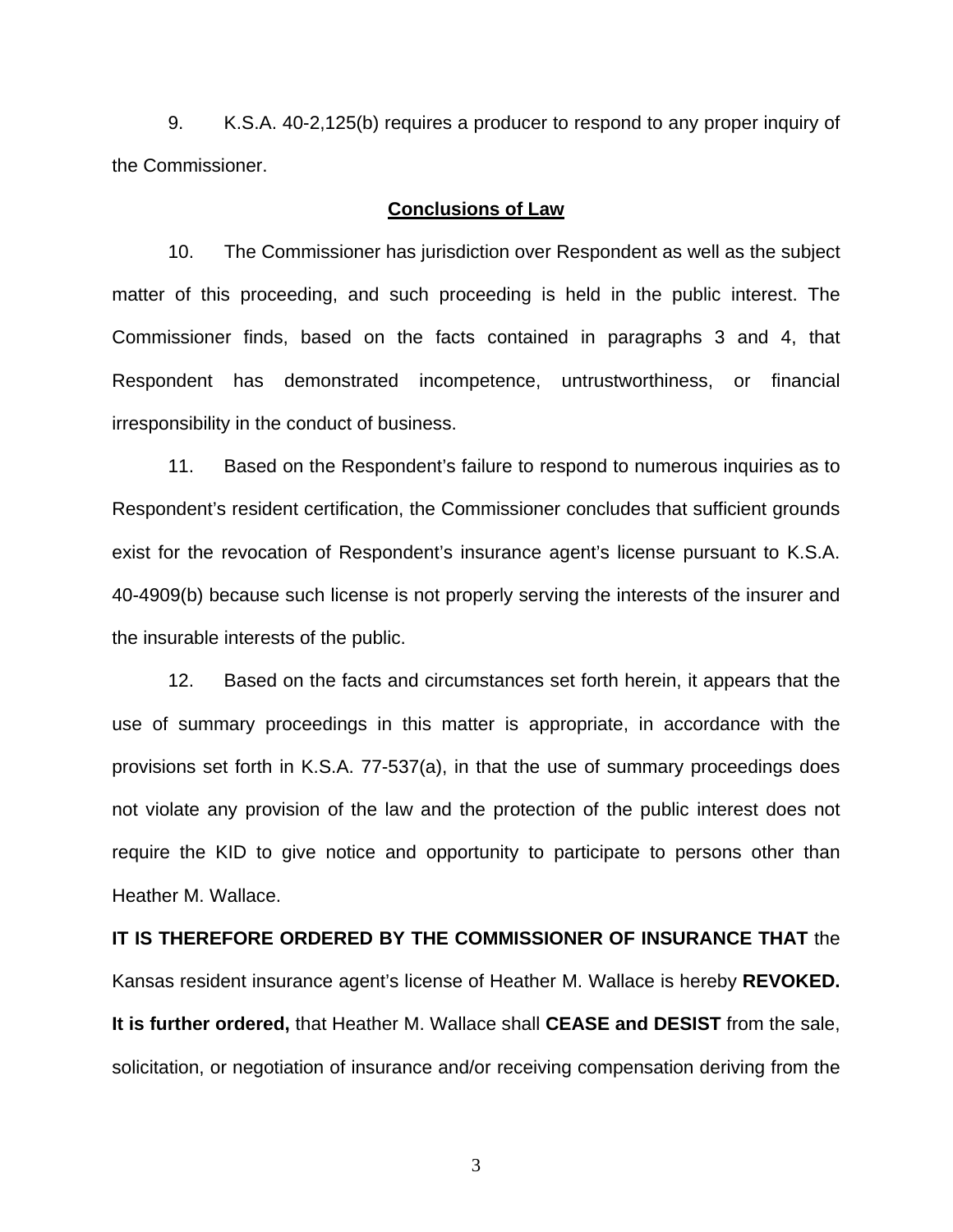9. K.S.A. 40-2,125(b) requires a producer to respond to any proper inquiry of the Commissioner.

## Conclusions of Law

10. The Commissioner has jurisdiction over Respondent as well as the subject matter of this proceeding, and such proceeding is held in the public interest. The Commissioner finds, based on the facts contained in paragraphs 3 and 4, that Respondent has demonstrated incompetence, untrustworthiness, or financial irresponsibility in the conduct of business.

11. Based on the Respondent's failure to respond to numerous inquiries as to Respondent's resident certification, the Commissioner concludes that sufficient grounds exist for the revocation of Respondent's insurance agent's license pursuant to K.S.A. 40-4909(b) because such license is not properly serving the interests of the insurer and the insurable interests of the public.

12. Based on the facts and circumstances set forth herein, it appears that the use of summary proceedings in this matter is appropriate, in accordance with the provisions set forth in K.S.A. 77-537(a), in that the use of summary proceedings does not violate any provision of the law and the protection of the public interest does not require the KID to give notice and opportunity to participate to persons other than Heather M. Wallace.

**IT IS THEREFORE ORDERED BY THE COMMISSIONER OF INSURANCE THAT** the Kansas resident insurance agent's license of Heather M. Wallace is hereby **REVOKED. It is further ordered,** that Heather M. Wallace shall **CEASE and DESIST** from the sale, solicitation, or negotiation of insurance and/or receiving compensation deriving from the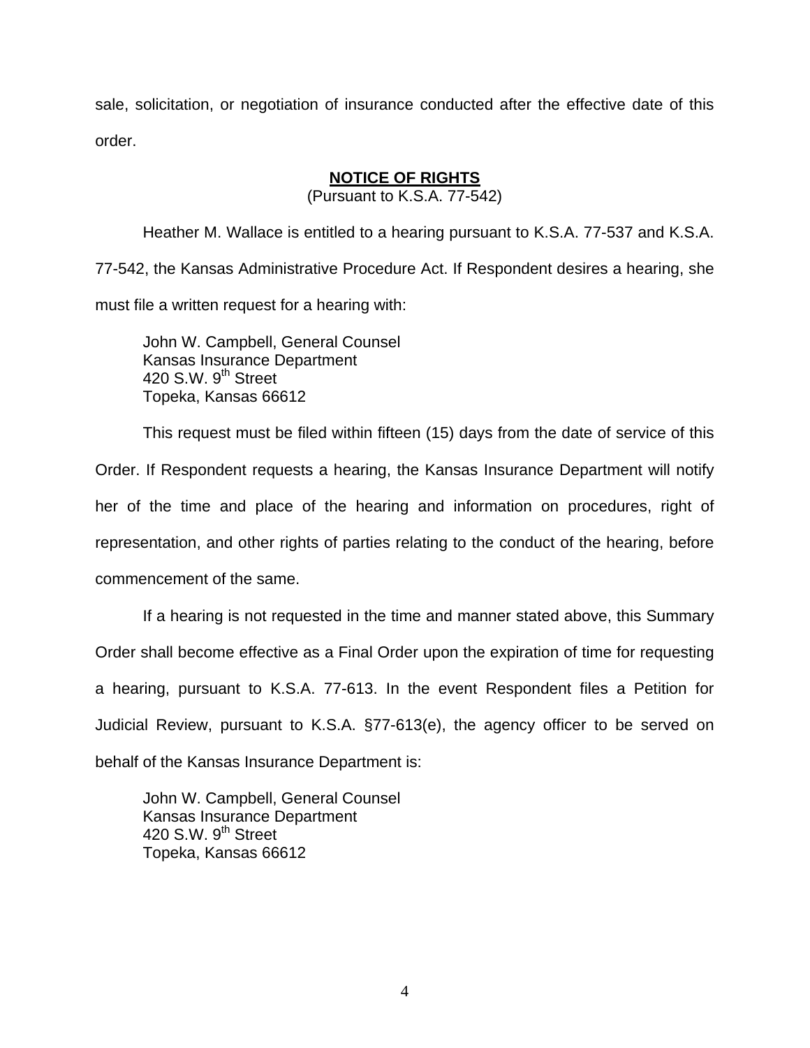sale, solicitation, or negotiation of insurance conducted after the effective date of this order.

**NOTICE OF RIGHTS**

(Pursuant to K.S.A. 77-542)

Heather M. Wallace is entitled to a hearing pursuant to K.S.A. 77-537 and K.S.A. 77-542, the Kansas Administrative Procedure Act. If Respondent desires a hearing, she must file a written request for a hearing with:

John W. Campbell, General Counsel
Kansas Insurance Department
420 S.W. 9th Street
Topeka, Kansas 66612

This request must be filed within fifteen (15) days from the date of service of this Order. If Respondent requests a hearing, the Kansas Insurance Department will notify her of the time and place of the hearing and information on procedures, right of representation, and other rights of parties relating to the conduct of the hearing, before commencement of the same.

If a hearing is not requested in the time and manner stated above, this Summary Order shall become effective as a Final Order upon the expiration of time for requesting a hearing, pursuant to K.S.A. 77-613. In the event Respondent files a Petition for Judicial Review, pursuant to K.S.A. §77-613(e), the agency officer to be served on behalf of the Kansas Insurance Department is:

John W. Campbell, General Counsel
Kansas Insurance Department
420 S.W. 9th Street
Topeka, Kansas 66612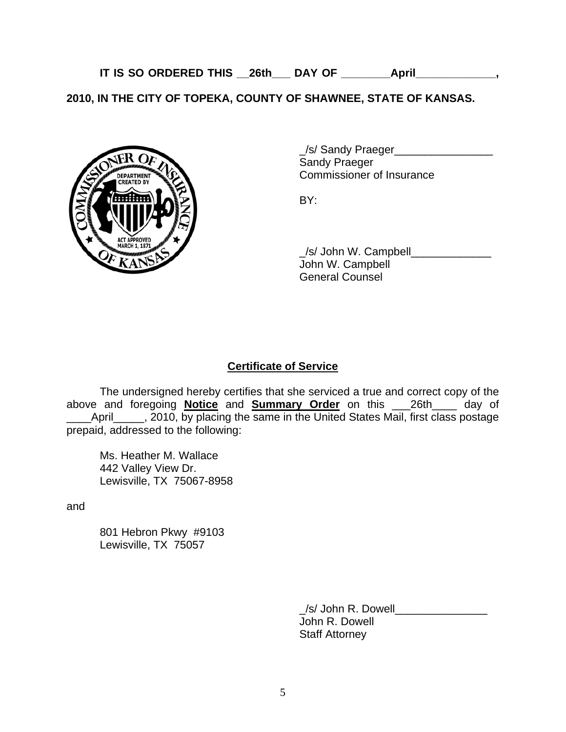**IT IS SO ORDERED THIS __26th___ DAY OF ________April_____________,**

**2010, IN THE CITY OF TOPEKA, COUNTY OF SHAWNEE, STATE OF KANSAS.**

_/s/ Sandy Praeger________________
Sandy Praeger
Commissioner of Insurance

BY:

_/s/ John W. Campbell_____________
John W. Campbell
General Counsel

## Certificate of Service

The undersigned hereby certifies that she serviced a true and correct copy of the above and foregoing **Notice** and **Summary Order** on this ___26th____ day of ____April_____, 2010, by placing the same in the United States Mail, first class postage prepaid, addressed to the following:

Ms. Heather M. Wallace
442 Valley View Dr.
Lewisville, TX 75067-8958

and

801 Hebron Pkwy #9103
Lewisville, TX 75057

_/s/ John R. Dowell_______________
John R. Dowell
Staff Attorney